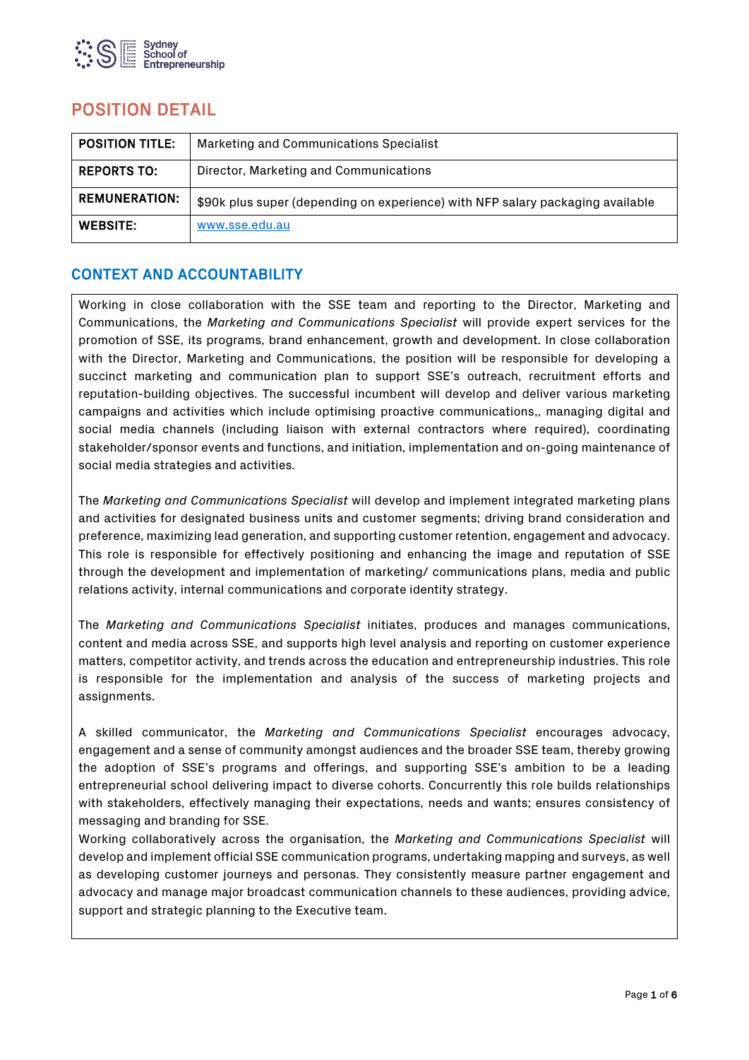## POSITION DETAIL

| POSITION TITLE: | Marketing and Communications Specialist |
|---|---|
| REPORTS TO: | Director, Marketing and Communications |
| REMUNERATION: | $90k plus super (depending on experience) with NFP salary packaging available |
| WEBSITE: | [www.sse.edu.au](http://www.sse.edu.au) |

## CONTEXT AND ACCOUNTABILITY

Working in close collaboration with the SSE team and reporting to the Director, Marketing and Communications, the *Marketing and Communications Specialist* will provide expert services for the promotion of SSE, its programs, brand enhancement, growth and development. In close collaboration with the Director, Marketing and Communications, the position will be responsible for developing a succinct marketing and communication plan to support SSE's outreach, recruitment efforts and reputation-building objectives. The successful incumbent will develop and deliver various marketing campaigns and activities which include optimising proactive communications,, managing digital and social media channels (including liaison with external contractors where required), coordinating stakeholder/sponsor events and functions, and initiation, implementation and on-going maintenance of social media strategies and activities.

The *Marketing and Communications Specialist* will develop and implement integrated marketing plans and activities for designated business units and customer segments; driving brand consideration and preference, maximizing lead generation, and supporting customer retention, engagement and advocacy. This role is responsible for effectively positioning and enhancing the image and reputation of SSE through the development and implementation of marketing/ communications plans, media and public relations activity, internal communications and corporate identity strategy.

The *Marketing and Communications Specialist* initiates, produces and manages communications, content and media across SSE, and supports high level analysis and reporting on customer experience matters, competitor activity, and trends across the education and entrepreneurship industries. This role is responsible for the implementation and analysis of the success of marketing projects and assignments.

A skilled communicator, the *Marketing and Communications Specialist* encourages advocacy, engagement and a sense of community amongst audiences and the broader SSE team, thereby growing the adoption of SSE's programs and offerings, and supporting SSE's ambition to be a leading entrepreneurial school delivering impact to diverse cohorts. Concurrently this role builds relationships with stakeholders, effectively managing their expectations, needs and wants; ensures consistency of messaging and branding for SSE.

Working collaboratively across the organisation, the *Marketing and Communications Specialist* will develop and implement official SSE communication programs, undertaking mapping and surveys, as well as developing customer journeys and personas. They consistently measure partner engagement and advocacy and manage major broadcast communication channels to these audiences, providing advice, support and strategic planning to the Executive team.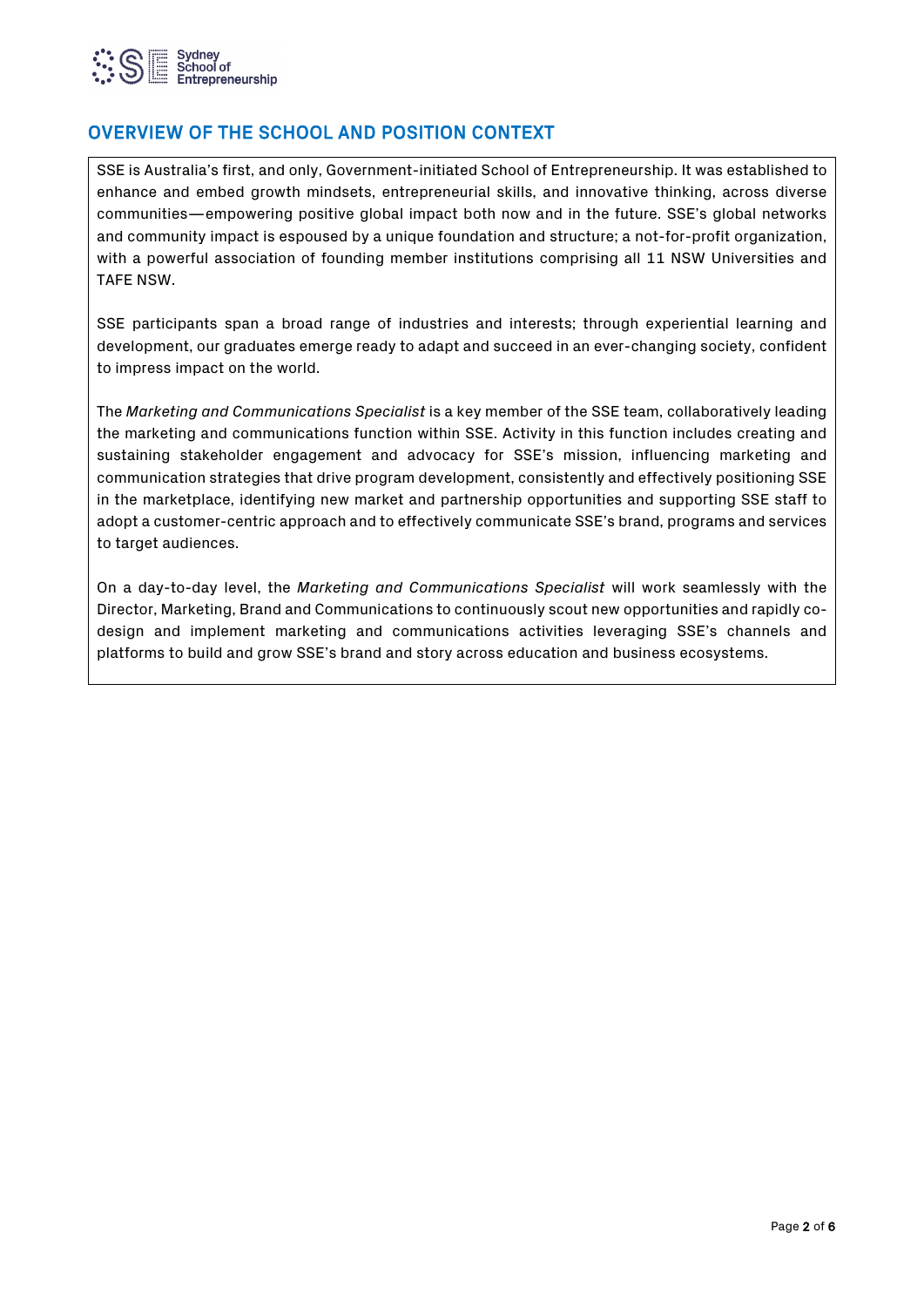## OVERVIEW OF THE SCHOOL AND POSITION CONTEXT

SSE is Australia's first, and only, Government-initiated School of Entrepreneurship. It was established to enhance and embed growth mindsets, entrepreneurial skills, and innovative thinking, across diverse communities—empowering positive global impact both now and in the future. SSE's global networks and community impact is espoused by a unique foundation and structure; a not-for-profit organization, with a powerful association of founding member institutions comprising all 11 NSW Universities and TAFE NSW.

SSE participants span a broad range of industries and interests; through experiential learning and development, our graduates emerge ready to adapt and succeed in an ever-changing society, confident to impress impact on the world.

The *Marketing and Communications Specialist* is a key member of the SSE team, collaboratively leading the marketing and communications function within SSE. Activity in this function includes creating and sustaining stakeholder engagement and advocacy for SSE's mission, influencing marketing and communication strategies that drive program development, consistently and effectively positioning SSE in the marketplace, identifying new market and partnership opportunities and supporting SSE staff to adopt a customer-centric approach and to effectively communicate SSE's brand, programs and services to target audiences.

On a day-to-day level, the *Marketing and Communications Specialist* will work seamlessly with the Director, Marketing, Brand and Communications to continuously scout new opportunities and rapidly co-design and implement marketing and communications activities leveraging SSE's channels and platforms to build and grow SSE's brand and story across education and business ecosystems.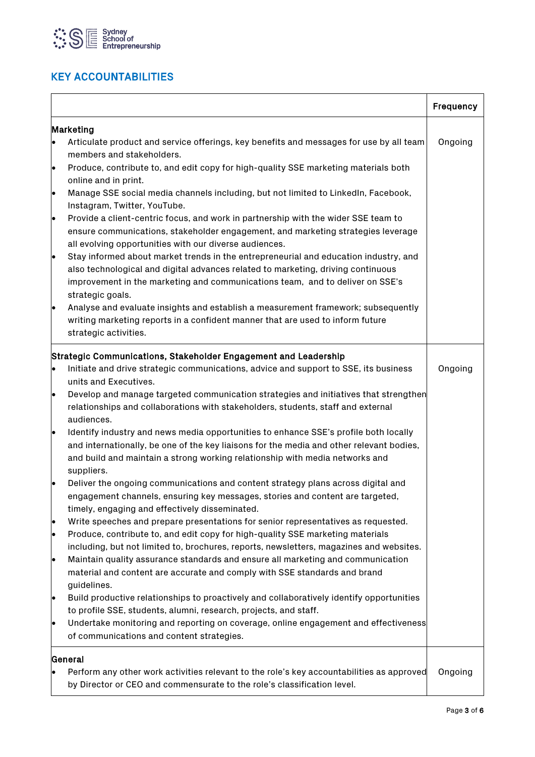## KEY ACCOUNTABILITIES

| | Frequency |
|---|---|
| **Marketing**<br>• Articulate product and service offerings, key benefits and messages for use by all team members and stakeholders.<br>• Produce, contribute to, and edit copy for high-quality SSE marketing materials both online and in print.<br>• Manage SSE social media channels including, but not limited to LinkedIn, Facebook, Instagram, Twitter, YouTube.<br>• Provide a client-centric focus, and work in partnership with the wider SSE team to ensure communications, stakeholder engagement, and marketing strategies leverage all evolving opportunities with our diverse audiences.<br>• Stay informed about market trends in the entrepreneurial and education industry, and also technological and digital advances related to marketing, driving continuous improvement in the marketing and communications team, and to deliver on SSE's strategic goals.<br>• Analyse and evaluate insights and establish a measurement framework; subsequently writing marketing reports in a confident manner that are used to inform future strategic activities. | Ongoing |
| **Strategic Communications, Stakeholder Engagement and Leadership**<br>• Initiate and drive strategic communications, advice and support to SSE, its business units and Executives.<br>• Develop and manage targeted communication strategies and initiatives that strengthen relationships and collaborations with stakeholders, students, staff and external audiences.<br>• Identify industry and news media opportunities to enhance SSE's profile both locally and internationally, be one of the key liaisons for the media and other relevant bodies, and build and maintain a strong working relationship with media networks and suppliers.<br>• Deliver the ongoing communications and content strategy plans across digital and engagement channels, ensuring key messages, stories and content are targeted, timely, engaging and effectively disseminated.<br>• Write speeches and prepare presentations for senior representatives as requested.<br>• Produce, contribute to, and edit copy for high-quality SSE marketing materials including, but not limited to, brochures, reports, newsletters, magazines and websites.<br>• Maintain quality assurance standards and ensure all marketing and communication material and content are accurate and comply with SSE standards and brand guidelines.<br>• Build productive relationships to proactively and collaboratively identify opportunities to profile SSE, students, alumni, research, projects, and staff.<br>• Undertake monitoring and reporting on coverage, online engagement and effectiveness of communications and content strategies. | Ongoing |
| **General**<br>• Perform any other work activities relevant to the role's key accountabilities as approved by Director or CEO and commensurate to the role's classification level. | Ongoing |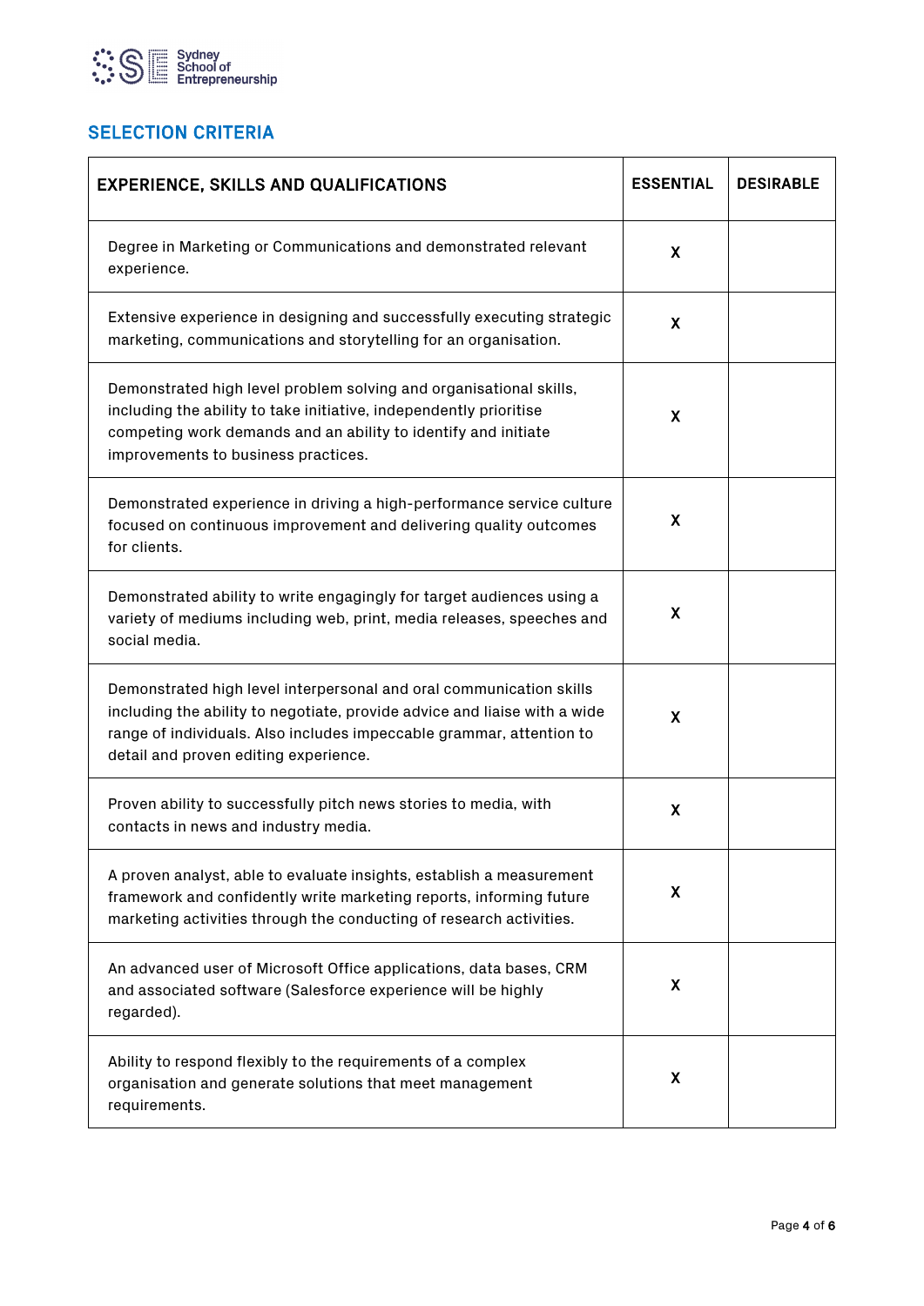## SELECTION CRITERIA

| EXPERIENCE, SKILLS AND QUALIFICATIONS | ESSENTIAL | DESIRABLE |
|---|---|---|
| Degree in Marketing or Communications and demonstrated relevant experience. | X | |
| Extensive experience in designing and successfully executing strategic marketing, communications and storytelling for an organisation. | X | |
| Demonstrated high level problem solving and organisational skills, including the ability to take initiative, independently prioritise competing work demands and an ability to identify and initiate improvements to business practices. | X | |
| Demonstrated experience in driving a high-performance service culture focused on continuous improvement and delivering quality outcomes for clients. | X | |
| Demonstrated ability to write engagingly for target audiences using a variety of mediums including web, print, media releases, speeches and social media. | X | |
| Demonstrated high level interpersonal and oral communication skills including the ability to negotiate, provide advice and liaise with a wide range of individuals. Also includes impeccable grammar, attention to detail and proven editing experience. | X | |
| Proven ability to successfully pitch news stories to media, with contacts in news and industry media. | X | |
| A proven analyst, able to evaluate insights, establish a measurement framework and confidently write marketing reports, informing future marketing activities through the conducting of research activities. | X | |
| An advanced user of Microsoft Office applications, data bases, CRM and associated software (Salesforce experience will be highly regarded). | X | |
| Ability to respond flexibly to the requirements of a complex organisation and generate solutions that meet management requirements. | X | |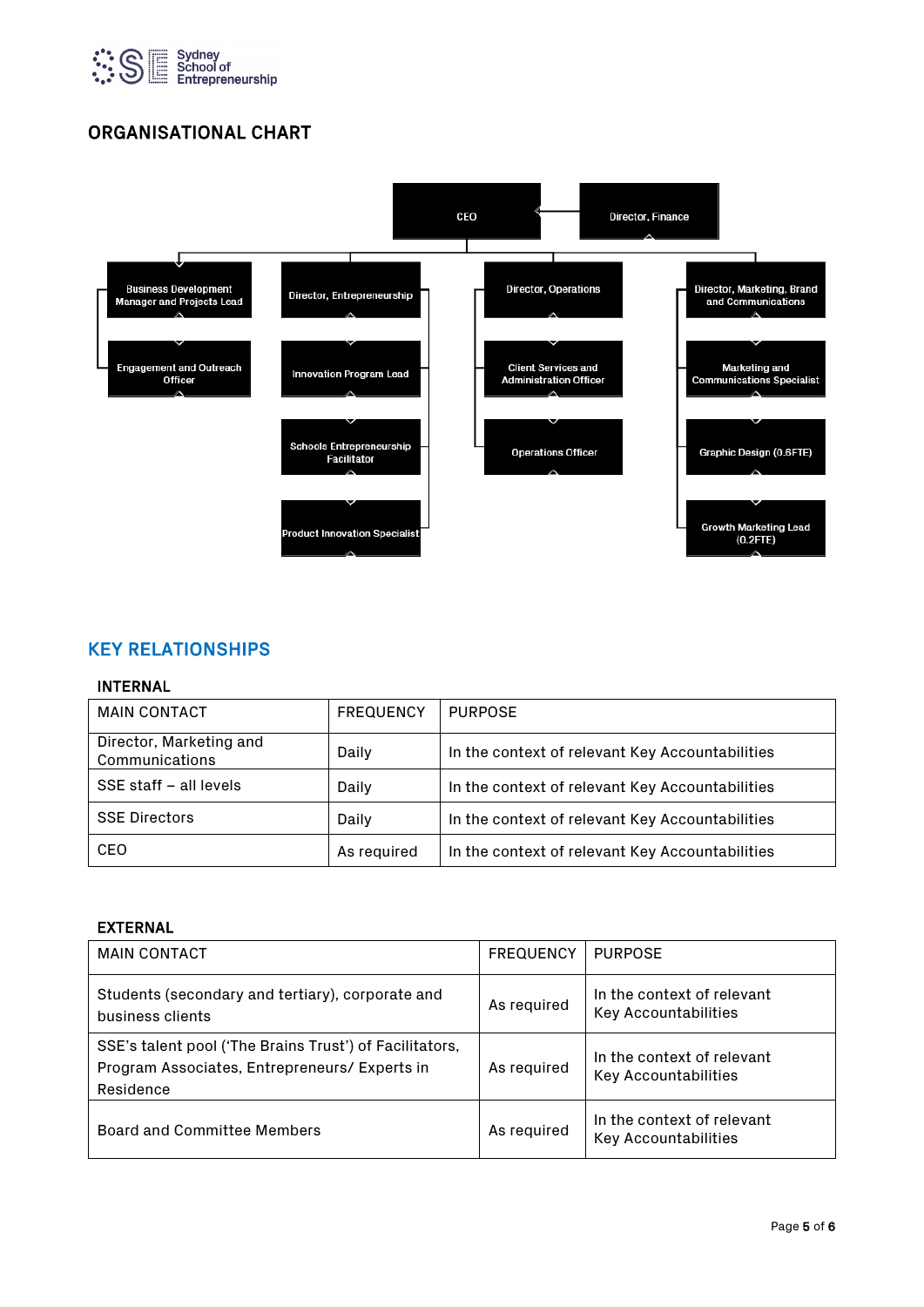## ORGANISATIONAL CHART

- CEO
  - Director, Finance
  - Business Development Manager and Projects Lead
    - Engagement and Outreach Officer
  - Director, Entrepreneurship
    - Innovation Program Lead
    - Schools Entrepreneurship Facilitator
    - Product Innovation Specialist
  - Director, Operations
    - Client Services and Administration Officer
    - Operations Officer
  - Director, Marketing, Brand and Communications
    - Marketing and Communications Specialist
    - Graphic Design (0.6FTE)
    - Growth Marketing Lead (0.2FTE)

## KEY RELATIONSHIPS

### INTERNAL

| MAIN CONTACT | FREQUENCY | PURPOSE |
|---|---|---|
| Director, Marketing and Communications | Daily | In the context of relevant Key Accountabilities |
| SSE staff – all levels | Daily | In the context of relevant Key Accountabilities |
| SSE Directors | Daily | In the context of relevant Key Accountabilities |
| CEO | As required | In the context of relevant Key Accountabilities |

### EXTERNAL

| MAIN CONTACT | FREQUENCY | PURPOSE |
|---|---|---|
| Students (secondary and tertiary), corporate and business clients | As required | In the context of relevant Key Accountabilities |
| SSE's talent pool ('The Brains Trust') of Facilitators, Program Associates, Entrepreneurs/ Experts in Residence | As required | In the context of relevant Key Accountabilities |
| Board and Committee Members | As required | In the context of relevant Key Accountabilities |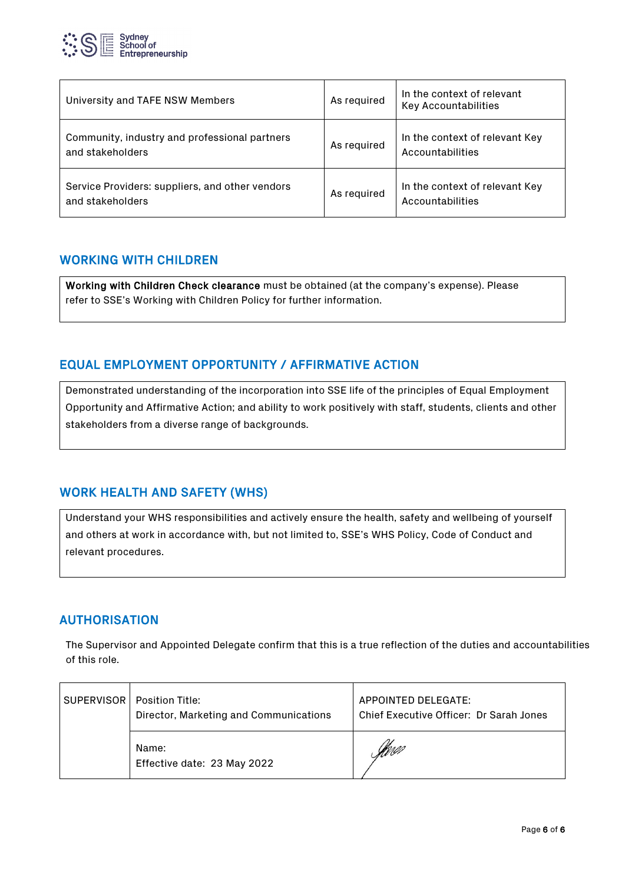| | | |
|---|---|---|
| University and TAFE NSW Members | As required | In the context of relevant Key Accountabilities |
| Community, industry and professional partners and stakeholders | As required | In the context of relevant Key Accountabilities |
| Service Providers: suppliers, and other vendors and stakeholders | As required | In the context of relevant Key Accountabilities |

## WORKING WITH CHILDREN

**Working with Children Check clearance** must be obtained (at the company's expense). Please refer to SSE's Working with Children Policy for further information.

## EQUAL EMPLOYMENT OPPORTUNITY / AFFIRMATIVE ACTION

Demonstrated understanding of the incorporation into SSE life of the principles of Equal Employment Opportunity and Affirmative Action; and ability to work positively with staff, students, clients and other stakeholders from a diverse range of backgrounds.

## WORK HEALTH AND SAFETY (WHS)

Understand your WHS responsibilities and actively ensure the health, safety and wellbeing of yourself and others at work in accordance with, but not limited to, SSE's WHS Policy, Code of Conduct and relevant procedures.

## AUTHORISATION

The Supervisor and Appointed Delegate confirm that this is a true reflection of the duties and accountabilities of this role.

| | | |
|---|---|---|
| SUPERVISOR | Position Title: Director, Marketing and Communications | APPOINTED DELEGATE: Chief Executive Officer: Dr Sarah Jones |
| | Name: Effective date: 23 May 2022 | |